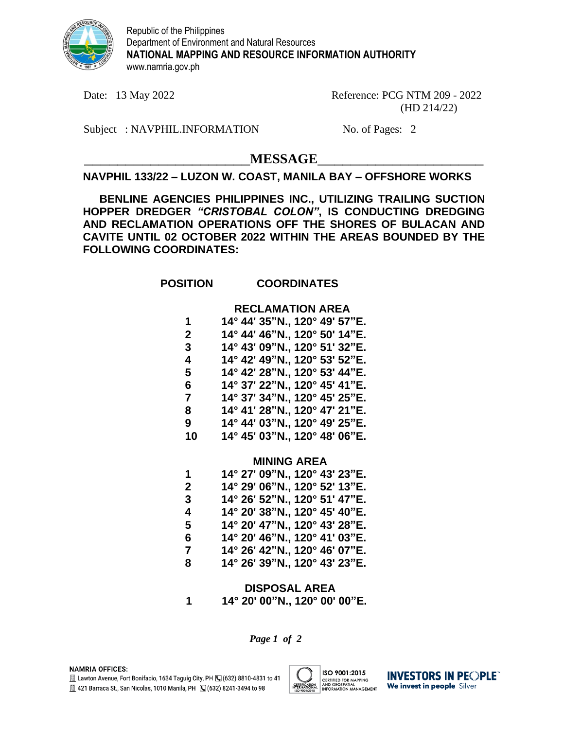Republic of the Philippines
Department of Environment and Natural Resources
**NATIONAL MAPPING AND RESOURCE INFORMATION AUTHORITY**
www.namria.gov.ph

Date: 13 May 2022

Reference: PCG NTM 209 - 2022
(HD 214/22)

Subject : NAVPHIL.INFORMATION

No. of Pages: 2

## MESSAGE

**NAVPHIL 133/22 – LUZON W. COAST, MANILA BAY – OFFSHORE WORKS**

**BENLINE AGENCIES PHILIPPINES INC., UTILIZING TRAILING SUCTION HOPPER DREDGER *"CRISTOBAL COLON"*, IS CONDUCTING DREDGING AND RECLAMATION OPERATIONS OFF THE SHORES OF BULACAN AND CAVITE UNTIL 02 OCTOBER 2022 WITHIN THE AREAS BOUNDED BY THE FOLLOWING COORDINATES:**

| POSITION | COORDINATES |
|---|---|
| | **RECLAMATION AREA** |
| 1 | 14° 44' 35"N., 120° 49' 57"E. |
| 2 | 14° 44' 46"N., 120° 50' 14"E. |
| 3 | 14° 43' 09"N., 120° 51' 32"E. |
| 4 | 14° 42' 49"N., 120° 53' 52"E. |
| 5 | 14° 42' 28"N., 120° 53' 44"E. |
| 6 | 14° 37' 22"N., 120° 45' 41"E. |
| 7 | 14° 37' 34"N., 120° 45' 25"E. |
| 8 | 14° 41' 28"N., 120° 47' 21"E. |
| 9 | 14° 44' 03"N., 120° 49' 25"E. |
| 10 | 14° 45' 03"N., 120° 48' 06"E. |
| | **MINING AREA** |
| 1 | 14° 27' 09"N., 120° 43' 23"E. |
| 2 | 14° 29' 06"N., 120° 52' 13"E. |
| 3 | 14° 26' 52"N., 120° 51' 47"E. |
| 4 | 14° 20' 38"N., 120° 45' 40"E. |
| 5 | 14° 20' 47"N., 120° 43' 28"E. |
| 6 | 14° 20' 46"N., 120° 41' 03"E. |
| 7 | 14° 26' 42"N., 120° 46' 07"E. |
| 8 | 14° 26' 39"N., 120° 43' 23"E. |
| | **DISPOSAL AREA** |
| 1 | 14° 20' 00"N., 120° 00' 00"E. |

**NAMRIA OFFICES:**
Lawton Avenue, Fort Bonifacio, 1634 Taguig City, PH (632) 8810-4831 to 41
421 Barraca St., San Nicolas, 1010 Manila, PH (632) 8241-3494 to 98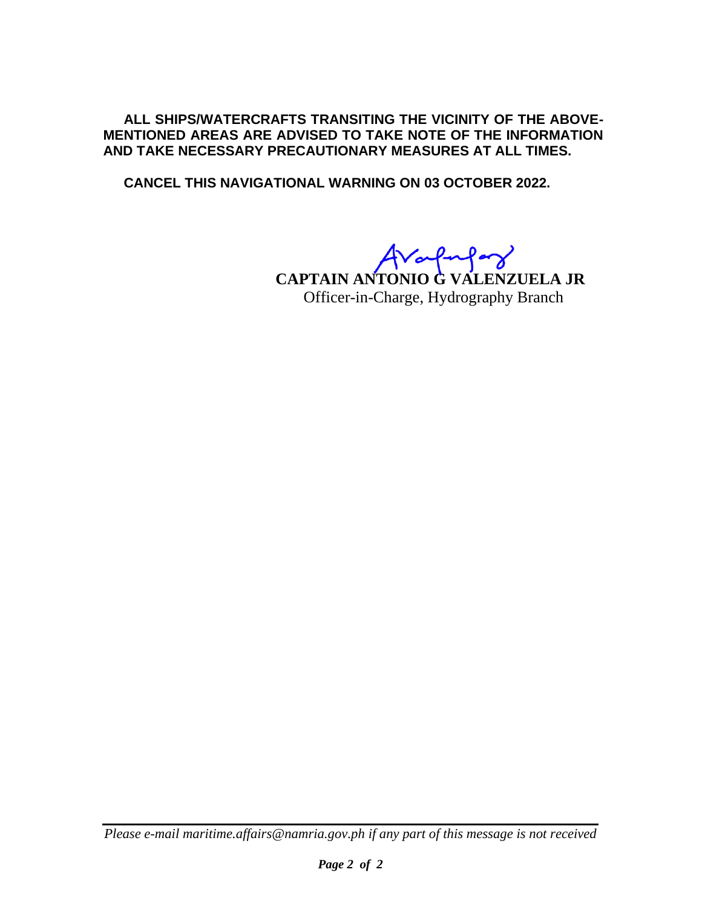**ALL SHIPS/WATERCRAFTS TRANSITING THE VICINITY OF THE ABOVE-MENTIONED AREAS ARE ADVISED TO TAKE NOTE OF THE INFORMATION AND TAKE NECESSARY PRECAUTIONARY MEASURES AT ALL TIMES.**

**CANCEL THIS NAVIGATIONAL WARNING ON 03 OCTOBER 2022.**

**CAPTAIN ANTONIO G VALENZUELA JR**
Officer-in-Charge, Hydrography Branch

*Please e-mail maritime.affairs@namria.gov.ph if any part of this message is not received*